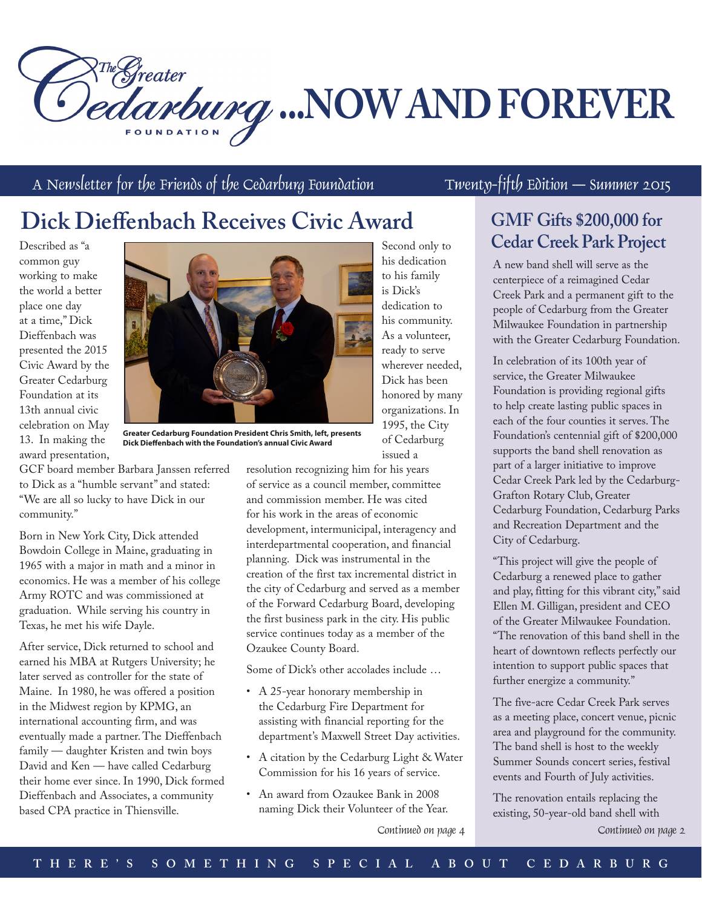# The Greater Cedarburg Foundation ...NOW AND FOREVER

A Newsletter for the Friends of the Cedarburg Foundation — Twenty-fifth Edition — Summer 2015

## Dick Dieffenbach Receives Civic Award

Described as "a common guy working to make the world a better place one day at a time," Dick Dieffenbach was presented the 2015 Civic Award by the Greater Cedarburg Foundation at its 13th annual civic celebration on May 13. In making the award presentation, GCF board member Barbara Janssen referred to Dick as a "humble servant" and stated: "We are all so lucky to have Dick in our community."

Greater Cedarburg Foundation President Chris Smith, left, presents Dick Dieffenbach with the Foundation's annual Civic Award

Born in New York City, Dick attended Bowdoin College in Maine, graduating in 1965 with a major in math and a minor in economics. He was a member of his college Army ROTC and was commissioned at graduation. While serving his country in Texas, he met his wife Dayle.

After service, Dick returned to school and earned his MBA at Rutgers University; he later served as controller for the state of Maine. In 1980, he was offered a position in the Midwest region by KPMG, an international accounting firm, and was eventually made a partner. The Dieffenbach family — daughter Kristen and twin boys David and Ken — have called Cedarburg their home ever since. In 1990, Dick formed Dieffenbach and Associates, a community based CPA practice in Thiensville.

Second only to his dedication to his family is Dick's dedication to his community. As a volunteer, ready to serve wherever needed, Dick has been honored by many organizations. In 1995, the City of Cedarburg issued a resolution recognizing him for his years of service as a council member, committee and commission member. He was cited for his work in the areas of economic development, intermunicipal, interagency and interdepartmental cooperation, and financial planning. Dick was instrumental in the creation of the first tax incremental district in the city of Cedarburg and served as a member of the Forward Cedarburg Board, developing the first business park in the city. His public service continues today as a member of the Ozaukee County Board.

Some of Dick's other accolades include …

- A 25-year honorary membership in the Cedarburg Fire Department for assisting with financial reporting for the department's Maxwell Street Day activities.
- A citation by the Cedarburg Light & Water Commission for his 16 years of service.
- An award from Ozaukee Bank in 2008 naming Dick their Volunteer of the Year.

*Continued on page 4*

## GMF Gifts $200,000 for Cedar Creek Park Project

A new band shell will serve as the centerpiece of a reimagined Cedar Creek Park and a permanent gift to the people of Cedarburg from the Greater Milwaukee Foundation in partnership with the Greater Cedarburg Foundation.

In celebration of its 100th year of service, the Greater Milwaukee Foundation is providing regional gifts to help create lasting public spaces in each of the four counties it serves. The Foundation's centennial gift of $200,000 supports the band shell renovation as part of a larger initiative to improve Cedar Creek Park led by the Cedarburg-Grafton Rotary Club, Greater Cedarburg Foundation, Cedarburg Parks and Recreation Department and the City of Cedarburg.

"This project will give the people of Cedarburg a renewed place to gather and play, fitting for this vibrant city," said Ellen M. Gilligan, president and CEO of the Greater Milwaukee Foundation. "The renovation of this band shell in the heart of downtown reflects perfectly our intention to support public spaces that further energize a community."

The five-acre Cedar Creek Park serves as a meeting place, concert venue, picnic area and playground for the community. The band shell is host to the weekly Summer Sounds concert series, festival events and Fourth of July activities.

The renovation entails replacing the existing, 50-year-old band shell with

*Continued on page 2*

THERE'S SOMETHING SPECIAL ABOUT CEDARBURG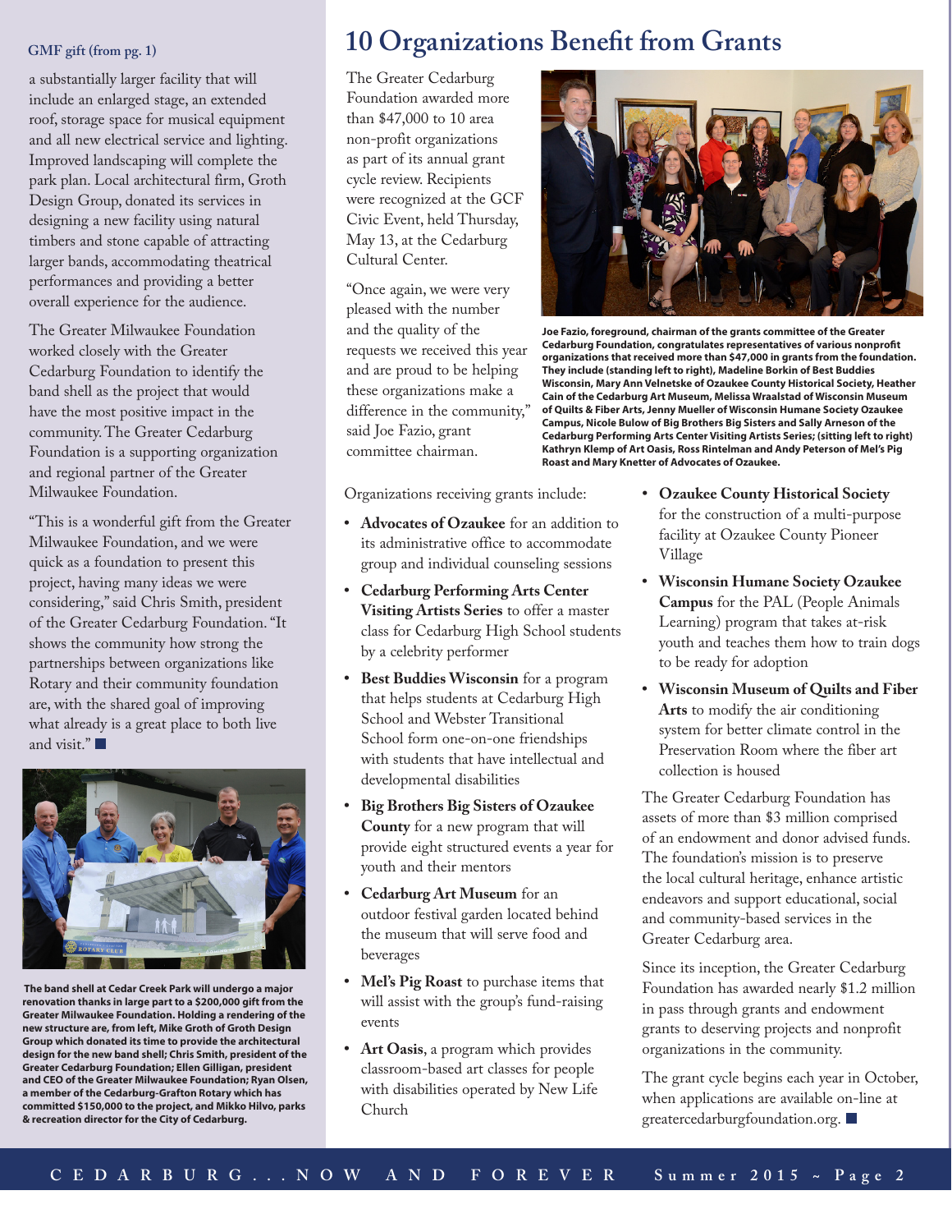GMF gift (from pg. 1)

a substantially larger facility that will include an enlarged stage, an extended roof, storage space for musical equipment and all new electrical service and lighting. Improved landscaping will complete the park plan. Local architectural firm, Groth Design Group, donated its services in designing a new facility using natural timbers and stone capable of attracting larger bands, accommodating theatrical performances and providing a better overall experience for the audience.

The Greater Milwaukee Foundation worked closely with the Greater Cedarburg Foundation to identify the band shell as the project that would have the most positive impact in the community. The Greater Cedarburg Foundation is a supporting organization and regional partner of the Greater Milwaukee Foundation.

"This is a wonderful gift from the Greater Milwaukee Foundation, and we were quick as a foundation to present this project, having many ideas we were considering," said Chris Smith, president of the Greater Cedarburg Foundation. "It shows the community how strong the partnerships between organizations like Rotary and their community foundation are, with the shared goal of improving what already is a great place to both live and visit."

**The band shell at Cedar Creek Park will undergo a major renovation thanks in large part to a $200,000 gift from the Greater Milwaukee Foundation. Holding a rendering of the new structure are, from left, Mike Groth of Groth Design Group which donated its time to provide the architectural design for the new band shell; Chris Smith, president of the Greater Cedarburg Foundation; Ellen Gilligan, president and CEO of the Greater Milwaukee Foundation; Ryan Olsen, a member of the Cedarburg-Grafton Rotary which has committed $150,000 to the project, and Mikko Hilvo, parks & recreation director for the City of Cedarburg.**

# 10 Organizations Benefit from Grants

The Greater Cedarburg Foundation awarded more than $47,000 to 10 area non-profit organizations as part of its annual grant cycle review. Recipients were recognized at the GCF Civic Event, held Thursday, May 13, at the Cedarburg Cultural Center.

"Once again, we were very pleased with the number and the quality of the requests we received this year and are proud to be helping these organizations make a difference in the community," said Joe Fazio, grant committee chairman.

**Joe Fazio, foreground, chairman of the grants committee of the Greater Cedarburg Foundation, congratulates representatives of various nonprofit organizations that received more than $47,000 in grants from the foundation. They include (standing left to right), Madeline Borkin of Best Buddies Wisconsin, Mary Ann Velnetske of Ozaukee County Historical Society, Heather Cain of the Cedarburg Art Museum, Melissa Wraalstad of Wisconsin Museum of Quilts & Fiber Arts, Jenny Mueller of Wisconsin Humane Society Ozaukee Campus, Nicole Bulow of Big Brothers Big Sisters and Sally Arneson of the Cedarburg Performing Arts Center Visiting Artists Series; (sitting left to right) Kathryn Klemp of Art Oasis, Ross Rintelman and Andy Peterson of Mel's Pig Roast and Mary Knetter of Advocates of Ozaukee.**

Organizations receiving grants include:

- **Advocates of Ozaukee** for an addition to its administrative office to accommodate group and individual counseling sessions
- **Cedarburg Performing Arts Center Visiting Artists Series** to offer a master class for Cedarburg High School students by a celebrity performer
- **Best Buddies Wisconsin** for a program that helps students at Cedarburg High School and Webster Transitional School form one-on-one friendships with students that have intellectual and developmental disabilities
- **Big Brothers Big Sisters of Ozaukee County** for a new program that will provide eight structured events a year for youth and their mentors
- **Cedarburg Art Museum** for an outdoor festival garden located behind the museum that will serve food and beverages
- **Mel's Pig Roast** to purchase items that will assist with the group's fund-raising events
- **Art Oasis**, a program which provides classroom-based art classes for people with disabilities operated by New Life Church
- **Ozaukee County Historical Society** for the construction of a multi-purpose facility at Ozaukee County Pioneer Village
- **Wisconsin Humane Society Ozaukee Campus** for the PAL (People Animals Learning) program that takes at-risk youth and teaches them how to train dogs to be ready for adoption
- **Wisconsin Museum of Quilts and Fiber Arts** to modify the air conditioning system for better climate control in the Preservation Room where the fiber art collection is housed

The Greater Cedarburg Foundation has assets of more than $3 million comprised of an endowment and donor advised funds. The foundation's mission is to preserve the local cultural heritage, enhance artistic endeavors and support educational, social and community-based services in the Greater Cedarburg area.

Since its inception, the Greater Cedarburg Foundation has awarded nearly $1.2 million in pass through grants and endowment grants to deserving projects and nonprofit organizations in the community.

The grant cycle begins each year in October, when applications are available on-line at greatercedarburgfoundation.org.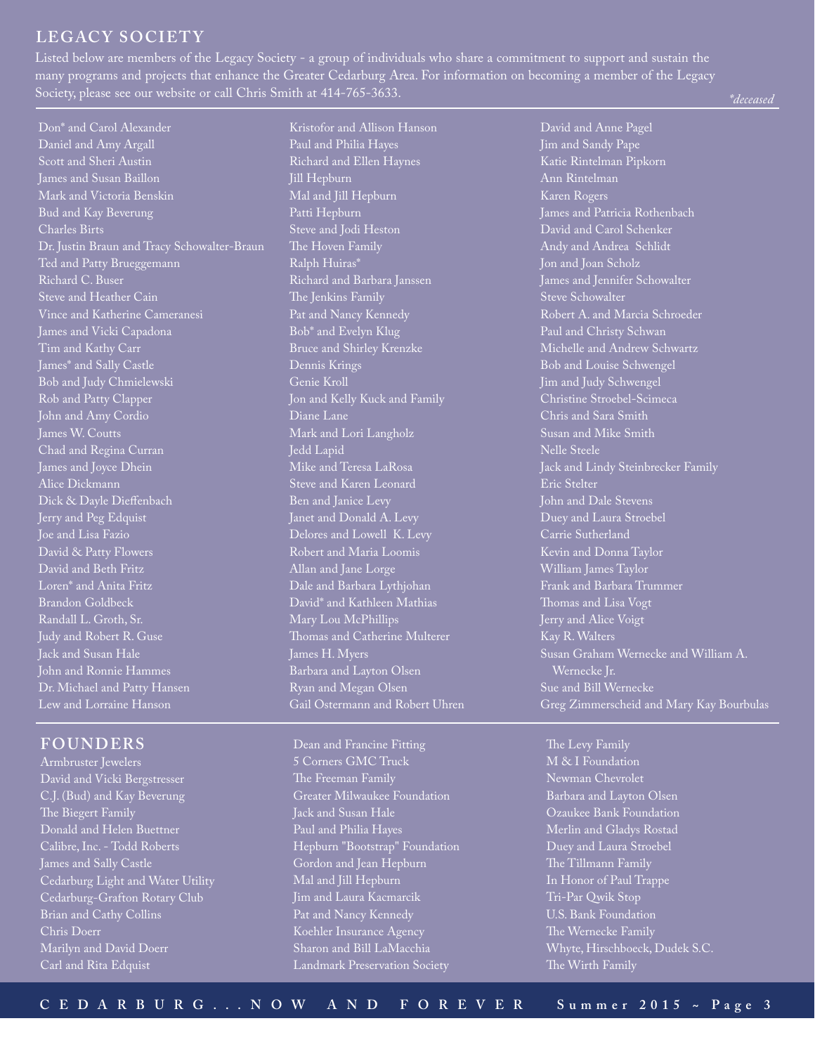## LEGACY SOCIETY

Listed below are members of the Legacy Society - a group of individuals who share a commitment to support and sustain the many programs and projects that enhance the Greater Cedarburg Area. For information on becoming a member of the Legacy Society, please see our website or call Chris Smith at 414-765-3633.

*\*deceased*

Don* and Carol Alexander
Daniel and Amy Argall
Scott and Sheri Austin
James and Susan Baillon
Mark and Victoria Benskin
Bud and Kay Beverung
Charles Birts
Dr. Justin Braun and Tracy Schowalter-Braun
Ted and Patty Brueggemann
Richard C. Buser
Steve and Heather Cain
Vince and Katherine Cameranesi
James and Vicki Capadona
Tim and Kathy Carr
James* and Sally Castle
Bob and Judy Chmielewski
Rob and Patty Clapper
John and Amy Cordio
James W. Coutts
Chad and Regina Curran
James and Joyce Dhein
Alice Dickmann
Dick & Dayle Dieffenbach
Jerry and Peg Edquist
Joe and Lisa Fazio
David & Patty Flowers
David and Beth Fritz
Loren* and Anita Fritz
Brandon Goldbeck
Randall L. Groth, Sr.
Judy and Robert R. Guse
Jack and Susan Hale
John and Ronnie Hammes
Dr. Michael and Patty Hansen
Lew and Lorraine Hanson
Kristofor and Allison Hanson
Paul and Philia Hayes
Richard and Ellen Haynes
Jill Hepburn
Mal and Jill Hepburn
Patti Hepburn
Steve and Jodi Heston
The Hoven Family
Ralph Huiras*
Richard and Barbara Janssen
The Jenkins Family
Pat and Nancy Kennedy
Bob* and Evelyn Klug
Bruce and Shirley Krenzke
Dennis Krings
Genie Kroll
Jon and Kelly Kuck and Family
Diane Lane
Mark and Lori Langholz
Jedd Lapid
Mike and Teresa LaRosa
Steve and Karen Leonard
Ben and Janice Levy
Janet and Donald A. Levy
Delores and Lowell K. Levy
Robert and Maria Loomis
Allan and Jane Lorge
Dale and Barbara Lythjohan
David* and Kathleen Mathias
Mary Lou McPhillips
Thomas and Catherine Multerer
James H. Myers
Barbara and Layton Olsen
Ryan and Megan Olsen
Gail Ostermann and Robert Uhren
David and Anne Pagel
Jim and Sandy Pape
Katie Rintelman Pipkorn
Ann Rintelman
Karen Rogers
James and Patricia Rothenbach
David and Carol Schenker
Andy and Andrea Schlidt
Jon and Joan Scholz
James and Jennifer Schowalter
Steve Schowalter
Robert A. and Marcia Schroeder
Paul and Christy Schwan
Michelle and Andrew Schwartz
Bob and Louise Schwengel
Jim and Judy Schwengel
Christine Stroebel-Scimeca
Chris and Sara Smith
Susan and Mike Smith
Nelle Steele
Jack and Lindy Steinbrecker Family
Eric Stelter
John and Dale Stevens
Duey and Laura Stroebel
Carrie Sutherland
Kevin and Donna Taylor
William James Taylor
Frank and Barbara Trummer
Thomas and Lisa Vogt
Jerry and Alice Voigt
Kay R. Walters
Susan Graham Wernecke and William A. Wernecke Jr.
Sue and Bill Wernecke
Greg Zimmerscheid and Mary Kay Bourbulas

## FOUNDERS

Armbruster Jewelers
David and Vicki Bergstresser
C.J. (Bud) and Kay Beverung
The Biegert Family
Donald and Helen Buettner
Calibre, Inc. - Todd Roberts
James and Sally Castle
Cedarburg Light and Water Utility
Cedarburg-Grafton Rotary Club
Brian and Cathy Collins
Chris Doerr
Marilyn and David Doerr
Carl and Rita Edquist
Dean and Francine Fitting
5 Corners GMC Truck
The Freeman Family
Greater Milwaukee Foundation
Jack and Susan Hale
Paul and Philia Hayes
Hepburn "Bootstrap" Foundation
Gordon and Jean Hepburn
Mal and Jill Hepburn
Jim and Laura Kacmarcik
Pat and Nancy Kennedy
Koehler Insurance Agency
Sharon and Bill LaMacchia
Landmark Preservation Society
The Levy Family
M & I Foundation
Newman Chevrolet
Barbara and Layton Olsen
Ozaukee Bank Foundation
Merlin and Gladys Rostad
Duey and Laura Stroebel
The Tillmann Family
In Honor of Paul Trappe
Tri-Par Qwik Stop
U.S. Bank Foundation
The Wernecke Family
Whyte, Hirschboeck, Dudek S.C.
The Wirth Family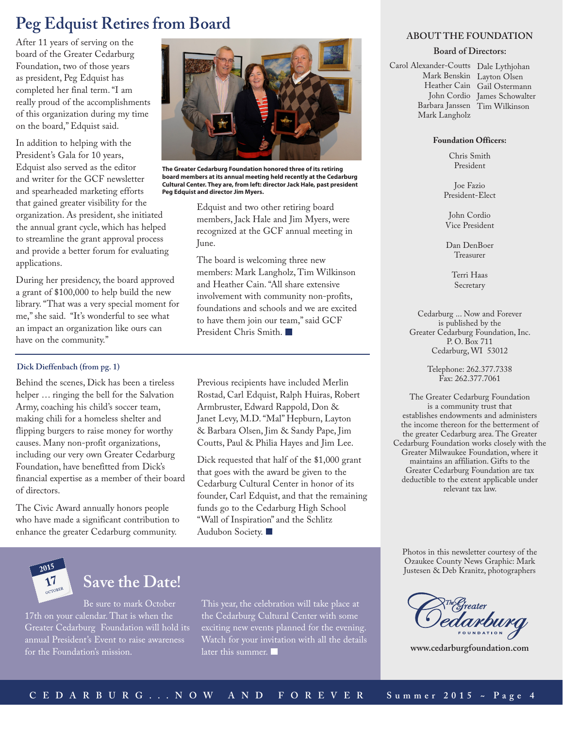# Peg Edquist Retires from Board

After 11 years of serving on the board of the Greater Cedarburg Foundation, two of those years as president, Peg Edquist has completed her final term. "I am really proud of the accomplishments of this organization during my time on the board," Edquist said.

In addition to helping with the President's Gala for 10 years, Edquist also served as the editor and writer for the GCF newsletter and spearheaded marketing efforts that gained greater visibility for the organization. As president, she initiated the annual grant cycle, which has helped to streamline the grant approval process and provide a better forum for evaluating applications.

During her presidency, the board approved a grant of $100,000 to help build the new library. "That was a very special moment for me," she said. "It's wonderful to see what an impact an organization like ours can have on the community."

**The Greater Cedarburg Foundation honored three of its retiring board members at its annual meeting held recently at the Cedarburg Cultural Center. They are, from left: director Jack Hale, past president Peg Edquist and director Jim Myers.**

Edquist and two other retiring board members, Jack Hale and Jim Myers, were recognized at the GCF annual meeting in June.

The board is welcoming three new members: Mark Langholz, Tim Wilkinson and Heather Cain. "All share extensive involvement with community non-profits, foundations and schools and we are excited to have them join our team," said GCF President Chris Smith.

### Dick Dieffenbach (from pg. 1)

Behind the scenes, Dick has been a tireless helper … ringing the bell for the Salvation Army, coaching his child's soccer team, making chili for a homeless shelter and flipping burgers to raise money for worthy causes. Many non-profit organizations, including our very own Greater Cedarburg Foundation, have benefitted from Dick's financial expertise as a member of their board of directors.

The Civic Award annually honors people who have made a significant contribution to enhance the greater Cedarburg community.

Previous recipients have included Merlin Rostad, Carl Edquist, Ralph Huiras, Robert Armbruster, Edward Rappold, Don & Janet Levy, M.D. "Mal" Hepburn, Layton & Barbara Olsen, Jim & Sandy Pape, Jim Coutts, Paul & Philia Hayes and Jim Lee.

Dick requested that half of the $1,000 grant that goes with the award be given to the Cedarburg Cultural Center in honor of its founder, Carl Edquist, and that the remaining funds go to the Cedarburg High School "Wall of Inspiration" and the Schlitz Audubon Society.

2015
17
OCTOBER

## Save the Date!

Be sure to mark October 17th on your calendar. That is when the Greater Cedarburg Foundation will hold its annual President's Event to raise awareness for the Foundation's mission.

This year, the celebration will take place at the Cedarburg Cultural Center with some exciting new events planned for the evening. Watch for your invitation with all the details later this summer.

## ABOUT THE FOUNDATION

### Board of Directors:

Carol Alexander-Coutts
Mark Benskin
Heather Cain
John Cordio
Barbara Janssen
Mark Langholz
Dale Lythjohan
Layton Olsen
Gail Ostermann
James Schowalter
Tim Wilkinson

### Foundation Officers:

Chris Smith
President

Joe Fazio
President-Elect

John Cordio
Vice President

Dan DenBoer
Treasurer

Terri Haas
Secretary

Cedarburg ... Now and Forever is published by the Greater Cedarburg Foundation, Inc.
P. O. Box 711
Cedarburg, WI 53012

Telephone: 262.377.7338
Fax: 262.377.7061

The Greater Cedarburg Foundation is a community trust that establishes endowments and administers the income thereon for the betterment of the greater Cedarburg area. The Greater Cedarburg Foundation works closely with the Greater Milwaukee Foundation, where it maintains an affiliation. Gifts to the Greater Cedarburg Foundation are tax deductible to the extent applicable under relevant tax law.

Photos in this newsletter courtesy of the Ozaukee County News Graphic: Mark Justesen & Deb Kranitz, photographers

The Greater Cedarburg Foundation

www.cedarburgfoundation.com